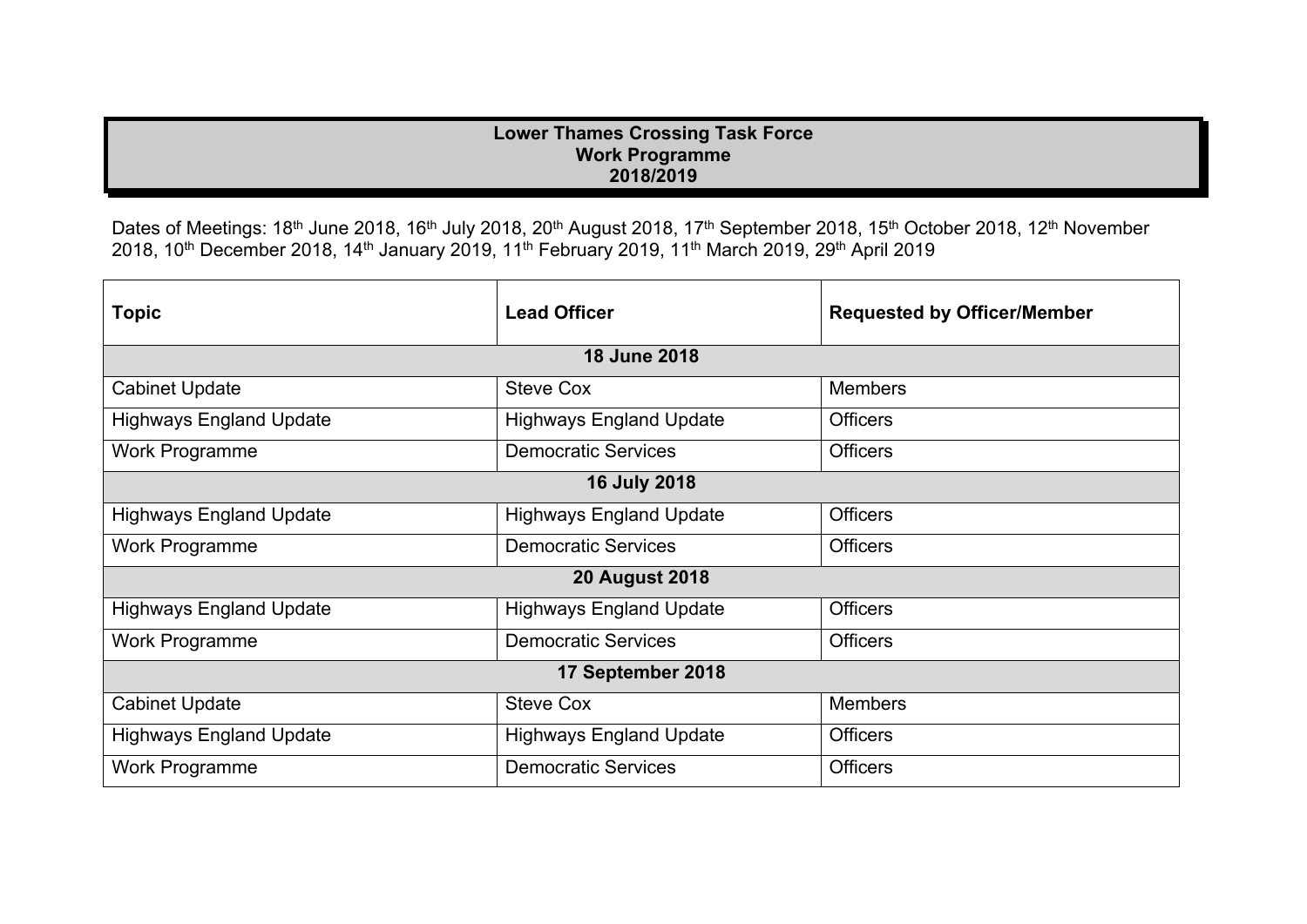# Lower Thames Crossing Task Force
## Work Programme
## 2018/2019

Dates of Meetings: 18th June 2018, 16th July 2018, 20th August 2018, 17th September 2018, 15th October 2018, 12th November 2018, 10th December 2018, 14th January 2019, 11th February 2019, 11th March 2019, 29th April 2019

| Topic | Lead Officer | Requested by Officer/Member |
|---|---|---|
| **18 June 2018** | | |
| Cabinet Update | Steve Cox | Members |
| Highways England Update | Highways England Update | Officers |
| Work Programme | Democratic Services | Officers |
| **16 July 2018** | | |
| Highways England Update | Highways England Update | Officers |
| Work Programme | Democratic Services | Officers |
| **20 August 2018** | | |
| Highways England Update | Highways England Update | Officers |
| Work Programme | Democratic Services | Officers |
| **17 September 2018** | | |
| Cabinet Update | Steve Cox | Members |
| Highways England Update | Highways England Update | Officers |
| Work Programme | Democratic Services | Officers |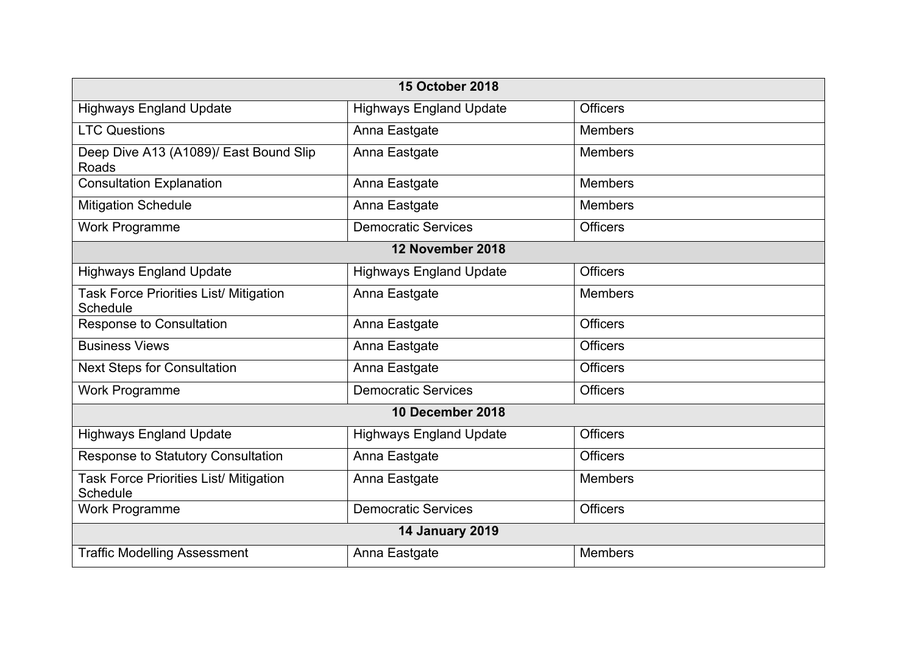| 15 October 2018 | | |
| --- | --- | --- |
| Highways England Update | Highways England Update | Officers |
| LTC Questions | Anna Eastgate | Members |
| Deep Dive A13 (A1089)/ East Bound Slip Roads | Anna Eastgate | Members |
| Consultation Explanation | Anna Eastgate | Members |
| Mitigation Schedule | Anna Eastgate | Members |
| Work Programme | Democratic Services | Officers |
| **12 November 2018** | | |
| Highways England Update | Highways England Update | Officers |
| Task Force Priorities List/ Mitigation Schedule | Anna Eastgate | Members |
| Response to Consultation | Anna Eastgate | Officers |
| Business Views | Anna Eastgate | Officers |
| Next Steps for Consultation | Anna Eastgate | Officers |
| Work Programme | Democratic Services | Officers |
| **10 December 2018** | | |
| Highways England Update | Highways England Update | Officers |
| Response to Statutory Consultation | Anna Eastgate | Officers |
| Task Force Priorities List/ Mitigation Schedule | Anna Eastgate | Members |
| Work Programme | Democratic Services | Officers |
| **14 January 2019** | | |
| Traffic Modelling Assessment | Anna Eastgate | Members |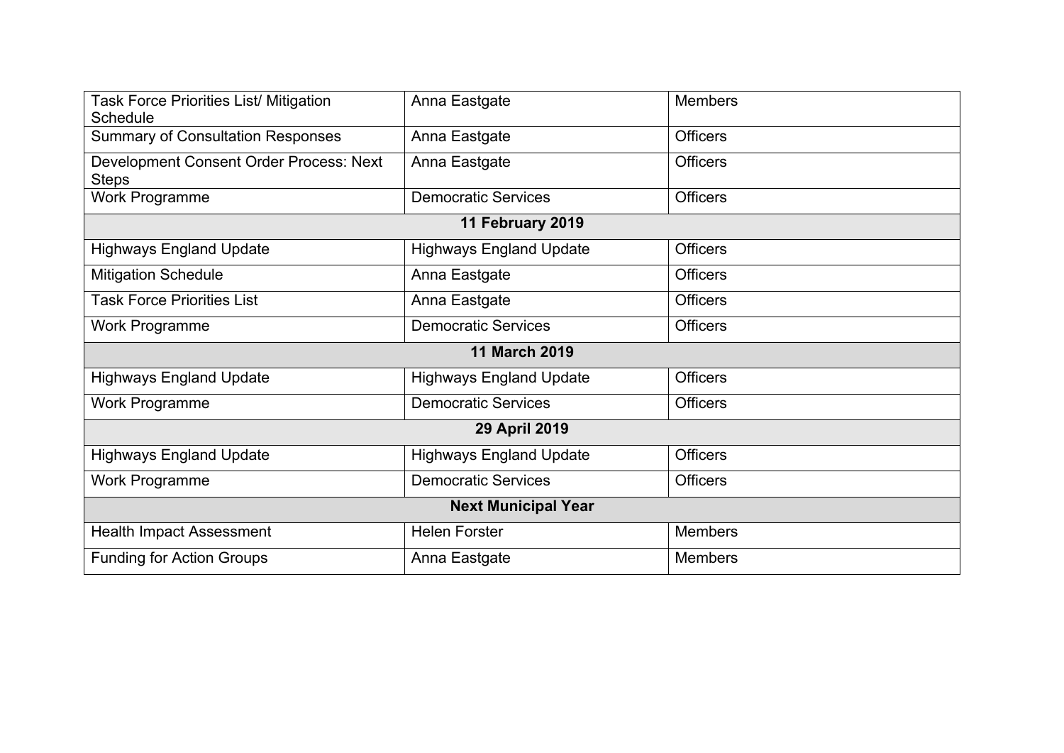| | | |
|---|---|---|
| Task Force Priorities List/ Mitigation Schedule | Anna Eastgate | Members |
| Summary of Consultation Responses | Anna Eastgate | Officers |
| Development Consent Order Process: Next Steps | Anna Eastgate | Officers |
| Work Programme | Democratic Services | Officers |
| **11 February 2019** | | |
| Highways England Update | Highways England Update | Officers |
| Mitigation Schedule | Anna Eastgate | Officers |
| Task Force Priorities List | Anna Eastgate | Officers |
| Work Programme | Democratic Services | Officers |
| **11 March 2019** | | |
| Highways England Update | Highways England Update | Officers |
| Work Programme | Democratic Services | Officers |
| **29 April 2019** | | |
| Highways England Update | Highways England Update | Officers |
| Work Programme | Democratic Services | Officers |
| **Next Municipal Year** | | |
| Health Impact Assessment | Helen Forster | Members |
| Funding for Action Groups | Anna Eastgate | Members |